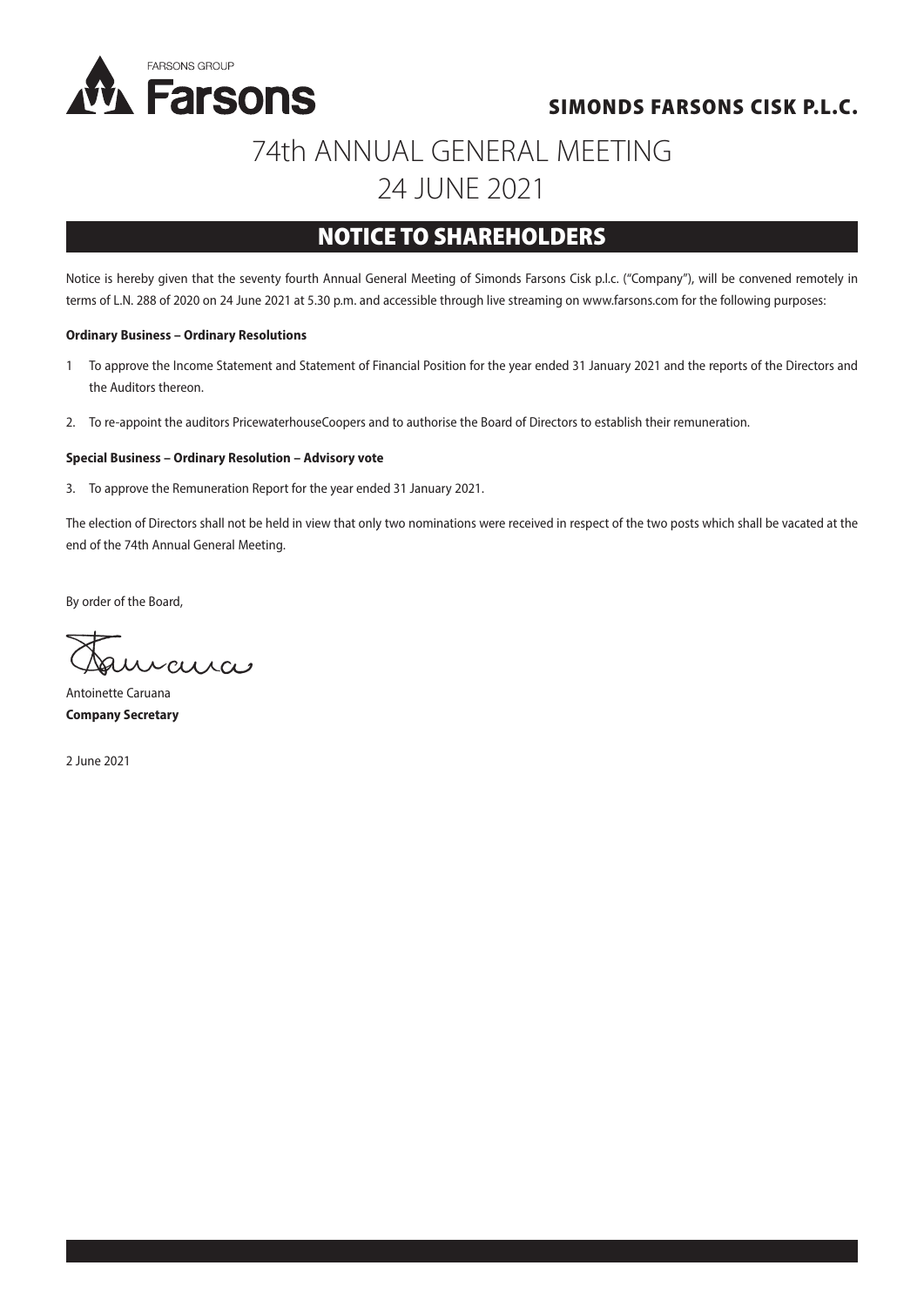FARSONS GROUP

**Farsons**

**SIMONDS FARSONS CISK P.L.C.**

# 74th ANNUAL GENERAL MEETING
# 24 JUNE 2021

## NOTICE TO SHAREHOLDERS

Notice is hereby given that the seventy fourth Annual General Meeting of Simonds Farsons Cisk p.l.c. ("Company"), will be convened remotely in terms of L.N. 288 of 2020 on 24 June 2021 at 5.30 p.m. and accessible through live streaming on www.farsons.com for the following purposes:

**Ordinary Business – Ordinary Resolutions**

1 To approve the Income Statement and Statement of Financial Position for the year ended 31 January 2021 and the reports of the Directors and the Auditors thereon.

2. To re-appoint the auditors PricewaterhouseCoopers and to authorise the Board of Directors to establish their remuneration.

**Special Business – Ordinary Resolution – Advisory vote**

3. To approve the Remuneration Report for the year ended 31 January 2021.

The election of Directors shall not be held in view that only two nominations were received in respect of the two posts which shall be vacated at the end of the 74th Annual General Meeting.

By order of the Board,

Antoinette Caruana
**Company Secretary**

2 June 2021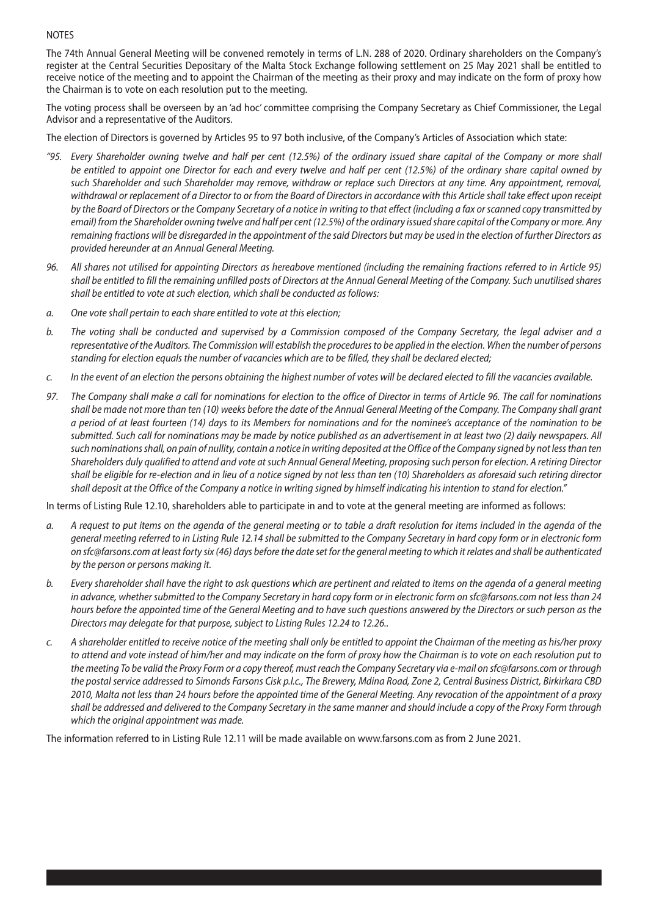NOTES

The 74th Annual General Meeting will be convened remotely in terms of L.N. 288 of 2020. Ordinary shareholders on the Company's register at the Central Securities Depositary of the Malta Stock Exchange following settlement on 25 May 2021 shall be entitled to receive notice of the meeting and to appoint the Chairman of the meeting as their proxy and may indicate on the form of proxy how the Chairman is to vote on each resolution put to the meeting.

The voting process shall be overseen by an 'ad hoc' committee comprising the Company Secretary as Chief Commissioner, the Legal Advisor and a representative of the Auditors.

The election of Directors is governed by Articles 95 to 97 both inclusive, of the Company's Articles of Association which state:

*"95. Every Shareholder owning twelve and half per cent (12.5%) of the ordinary issued share capital of the Company or more shall be entitled to appoint one Director for each and every twelve and half per cent (12.5%) of the ordinary share capital owned by such Shareholder and such Shareholder may remove, withdraw or replace such Directors at any time. Any appointment, removal, withdrawal or replacement of a Director to or from the Board of Directors in accordance with this Article shall take effect upon receipt by the Board of Directors or the Company Secretary of a notice in writing to that effect (including a fax or scanned copy transmitted by email) from the Shareholder owning twelve and half per cent (12.5%) of the ordinary issued share capital of the Company or more. Any remaining fractions will be disregarded in the appointment of the said Directors but may be used in the election of further Directors as provided hereunder at an Annual General Meeting.*

*96. All shares not utilised for appointing Directors as hereabove mentioned (including the remaining fractions referred to in Article 95) shall be entitled to fill the remaining unfilled posts of Directors at the Annual General Meeting of the Company. Such unutilised shares shall be entitled to vote at such election, which shall be conducted as follows:*

*a. One vote shall pertain to each share entitled to vote at this election;*

*b. The voting shall be conducted and supervised by a Commission composed of the Company Secretary, the legal adviser and a representative of the Auditors. The Commission will establish the procedures to be applied in the election. When the number of persons standing for election equals the number of vacancies which are to be filled, they shall be declared elected;*

*c. In the event of an election the persons obtaining the highest number of votes will be declared elected to fill the vacancies available.*

*97. The Company shall make a call for nominations for election to the office of Director in terms of Article 96. The call for nominations shall be made not more than ten (10) weeks before the date of the Annual General Meeting of the Company. The Company shall grant a period of at least fourteen (14) days to its Members for nominations and for the nominee's acceptance of the nomination to be submitted. Such call for nominations may be made by notice published as an advertisement in at least two (2) daily newspapers. All such nominations shall, on pain of nullity, contain a notice in writing deposited at the Office of the Company signed by not less than ten Shareholders duly qualified to attend and vote at such Annual General Meeting, proposing such person for election. A retiring Director shall be eligible for re-election and in lieu of a notice signed by not less than ten (10) Shareholders as aforesaid such retiring director shall deposit at the Office of the Company a notice in writing signed by himself indicating his intention to stand for election."*

In terms of Listing Rule 12.10, shareholders able to participate in and to vote at the general meeting are informed as follows:

*a. A request to put items on the agenda of the general meeting or to table a draft resolution for items included in the agenda of the general meeting referred to in Listing Rule 12.14 shall be submitted to the Company Secretary in hard copy form or in electronic form on sfc@farsons.com at least forty six (46) days before the date set for the general meeting to which it relates and shall be authenticated by the person or persons making it.*

*b. Every shareholder shall have the right to ask questions which are pertinent and related to items on the agenda of a general meeting in advance, whether submitted to the Company Secretary in hard copy form or in electronic form on sfc@farsons.com not less than 24 hours before the appointed time of the General Meeting and to have such questions answered by the Directors or such person as the Directors may delegate for that purpose, subject to Listing Rules 12.24 to 12.26..*

*c. A shareholder entitled to receive notice of the meeting shall only be entitled to appoint the Chairman of the meeting as his/her proxy to attend and vote instead of him/her and may indicate on the form of proxy how the Chairman is to vote on each resolution put to the meeting To be valid the Proxy Form or a copy thereof, must reach the Company Secretary via e-mail on sfc@farsons.com or through the postal service addressed to Simonds Farsons Cisk p.l.c., The Brewery, Mdina Road, Zone 2, Central Business District, Birkirkara CBD 2010, Malta not less than 24 hours before the appointed time of the General Meeting. Any revocation of the appointment of a proxy shall be addressed and delivered to the Company Secretary in the same manner and should include a copy of the Proxy Form through which the original appointment was made.*

The information referred to in Listing Rule 12.11 will be made available on www.farsons.com as from 2 June 2021.